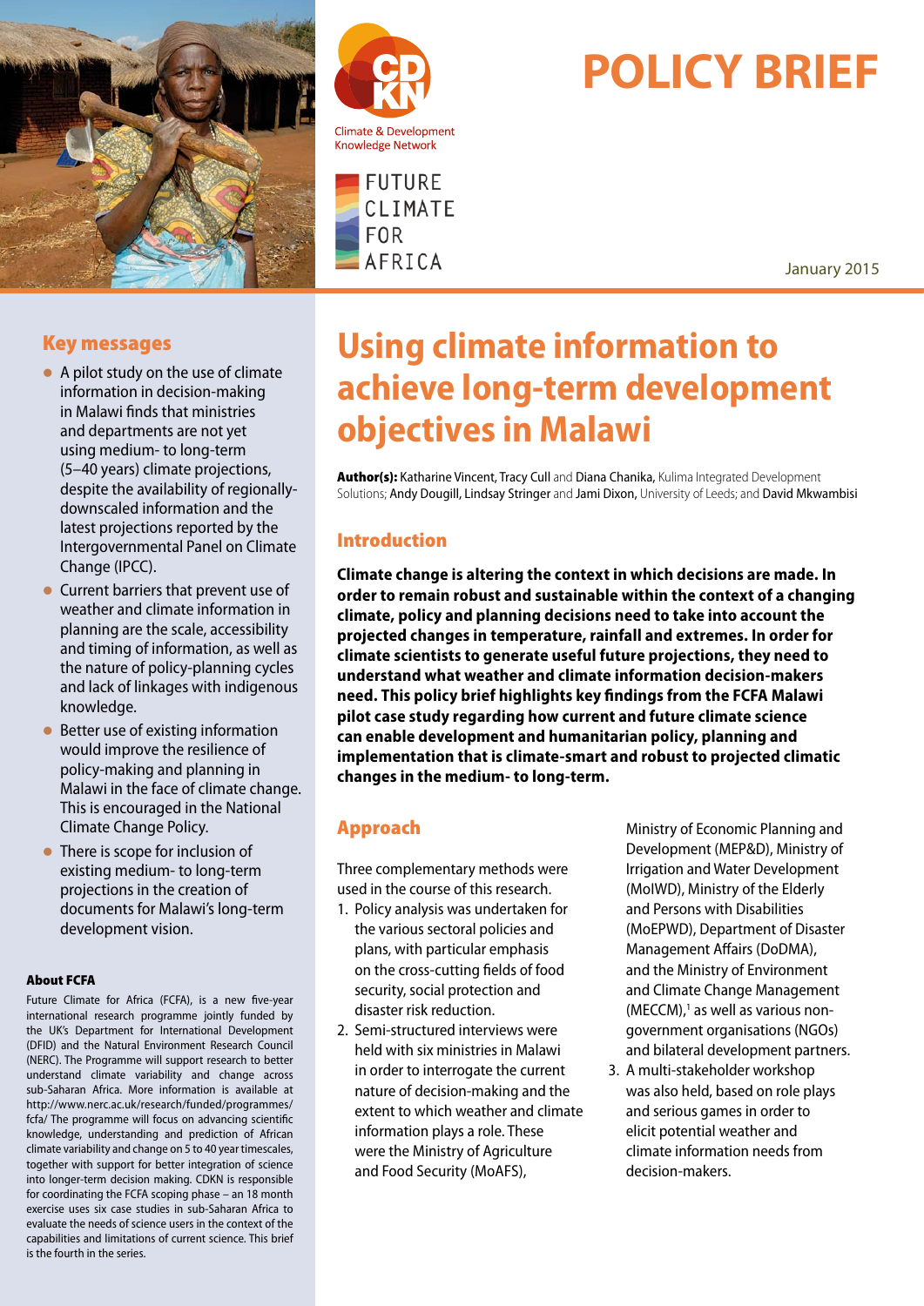# POLICY BRIEF

Climate & Development Knowledge Network

FUTURE CLIMATE FOR AFRICA

January 2015

# Using climate information to achieve long-term development objectives in Malawi

**Author(s):** Katharine Vincent, Tracy Cull and Diana Chanika, Kulima Integrated Development Solutions; Andy Dougill, Lindsay Stringer and Jami Dixon, University of Leeds; and David Mkwambisi

## Key messages

- A pilot study on the use of climate information in decision-making in Malawi finds that ministries and departments are not yet using medium- to long-term (5–40 years) climate projections, despite the availability of regionally-downscaled information and the latest projections reported by the Intergovernmental Panel on Climate Change (IPCC).
- Current barriers that prevent use of weather and climate information in planning are the scale, accessibility and timing of information, as well as the nature of policy-planning cycles and lack of linkages with indigenous knowledge.
- Better use of existing information would improve the resilience of policy-making and planning in Malawi in the face of climate change. This is encouraged in the National Climate Change Policy.
- There is scope for inclusion of existing medium- to long-term projections in the creation of documents for Malawi's long-term development vision.

### About FCFA

Future Climate for Africa (FCFA), is a new five-year international research programme jointly funded by the UK's Department for International Development (DFID) and the Natural Environment Research Council (NERC). The Programme will support research to better understand climate variability and change across sub-Saharan Africa. More information is available at http://www.nerc.ac.uk/research/funded/programmes/fcfa/ The programme will focus on advancing scientific knowledge, understanding and prediction of African climate variability and change on 5 to 40 year timescales, together with support for better integration of science into longer-term decision making. CDKN is responsible for coordinating the FCFA scoping phase – an 18 month exercise uses six case studies in sub-Saharan Africa to evaluate the needs of science users in the context of the capabilities and limitations of current science. This brief is the fourth in the series.

## Introduction

**Climate change is altering the context in which decisions are made. In order to remain robust and sustainable within the context of a changing climate, policy and planning decisions need to take into account the projected changes in temperature, rainfall and extremes. In order for climate scientists to generate useful future projections, they need to understand what weather and climate information decision-makers need. This policy brief highlights key findings from the FCFA Malawi pilot case study regarding how current and future climate science can enable development and humanitarian policy, planning and implementation that is climate-smart and robust to projected climatic changes in the medium- to long-term.**

## Approach

Three complementary methods were used in the course of this research.

1. Policy analysis was undertaken for the various sectoral policies and plans, with particular emphasis on the cross-cutting fields of food security, social protection and disaster risk reduction.
2. Semi-structured interviews were held with six ministries in Malawi in order to interrogate the current nature of decision-making and the extent to which weather and climate information plays a role. These were the Ministry of Agriculture and Food Security (MoAFS), Ministry of Economic Planning and Development (MEP&D), Ministry of Irrigation and Water Development (MoIWD), Ministry of the Elderly and Persons with Disabilities (MoEPWD), Department of Disaster Management Affairs (DoDMA), and the Ministry of Environment and Climate Change Management (MECCM),[1] as well as various non-government organisations (NGOs) and bilateral development partners.
3. A multi-stakeholder workshop was also held, based on role plays and serious games in order to elicit potential weather and climate information needs from decision-makers.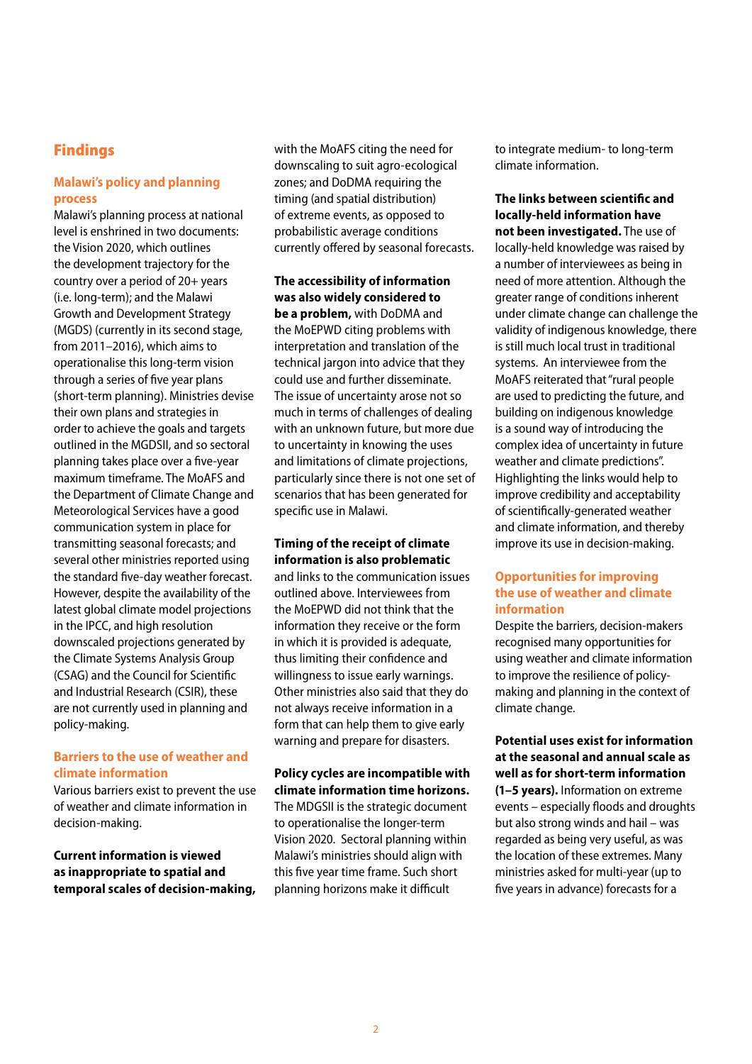## Findings

### Malawi's policy and planning process

Malawi's planning process at national level is enshrined in two documents: the Vision 2020, which outlines the development trajectory for the country over a period of 20+ years (i.e. long-term); and the Malawi Growth and Development Strategy (MGDS) (currently in its second stage, from 2011–2016), which aims to operationalise this long-term vision through a series of five year plans (short-term planning). Ministries devise their own plans and strategies in order to achieve the goals and targets outlined in the MGDSII, and so sectoral planning takes place over a five-year maximum timeframe. The MoAFS and the Department of Climate Change and Meteorological Services have a good communication system in place for transmitting seasonal forecasts; and several other ministries reported using the standard five-day weather forecast. However, despite the availability of the latest global climate model projections in the IPCC, and high resolution downscaled projections generated by the Climate Systems Analysis Group (CSAG) and the Council for Scientific and Industrial Research (CSIR), these are not currently used in planning and policy-making.

### Barriers to the use of weather and climate information

Various barriers exist to prevent the use of weather and climate information in decision-making.

**Current information is viewed as inappropriate to spatial and temporal scales of decision-making,** with the MoAFS citing the need for downscaling to suit agro-ecological zones; and DoDMA requiring the timing (and spatial distribution) of extreme events, as opposed to probabilistic average conditions currently offered by seasonal forecasts.

**The accessibility of information was also widely considered to be a problem,** with DoDMA and the MoEPWD citing problems with interpretation and translation of the technical jargon into advice that they could use and further disseminate. The issue of uncertainty arose not so much in terms of challenges of dealing with an unknown future, but more due to uncertainty in knowing the uses and limitations of climate projections, particularly since there is not one set of scenarios that has been generated for specific use in Malawi.

**Timing of the receipt of climate information is also problematic** and links to the communication issues outlined above. Interviewees from the MoEPWD did not think that the information they receive or the form in which it is provided is adequate, thus limiting their confidence and willingness to issue early warnings. Other ministries also said that they do not always receive information in a form that can help them to give early warning and prepare for disasters.

**Policy cycles are incompatible with climate information time horizons.** The MDGSII is the strategic document to operationalise the longer-term Vision 2020. Sectoral planning within Malawi's ministries should align with this five year time frame. Such short planning horizons make it difficult to integrate medium- to long-term climate information.

**The links between scientific and locally-held information have not been investigated.** The use of locally-held knowledge was raised by a number of interviewees as being in need of more attention. Although the greater range of conditions inherent under climate change can challenge the validity of indigenous knowledge, there is still much local trust in traditional systems. An interviewee from the MoAFS reiterated that "rural people are used to predicting the future, and building on indigenous knowledge is a sound way of introducing the complex idea of uncertainty in future weather and climate predictions". Highlighting the links would help to improve credibility and acceptability of scientifically-generated weather and climate information, and thereby improve its use in decision-making.

### Opportunities for improving the use of weather and climate information

Despite the barriers, decision-makers recognised many opportunities for using weather and climate information to improve the resilience of policy-making and planning in the context of climate change.

**Potential uses exist for information at the seasonal and annual scale as well as for short-term information (1–5 years).** Information on extreme events – especially floods and droughts but also strong winds and hail – was regarded as being very useful, as was the location of these extremes. Many ministries asked for multi-year (up to five years in advance) forecasts for a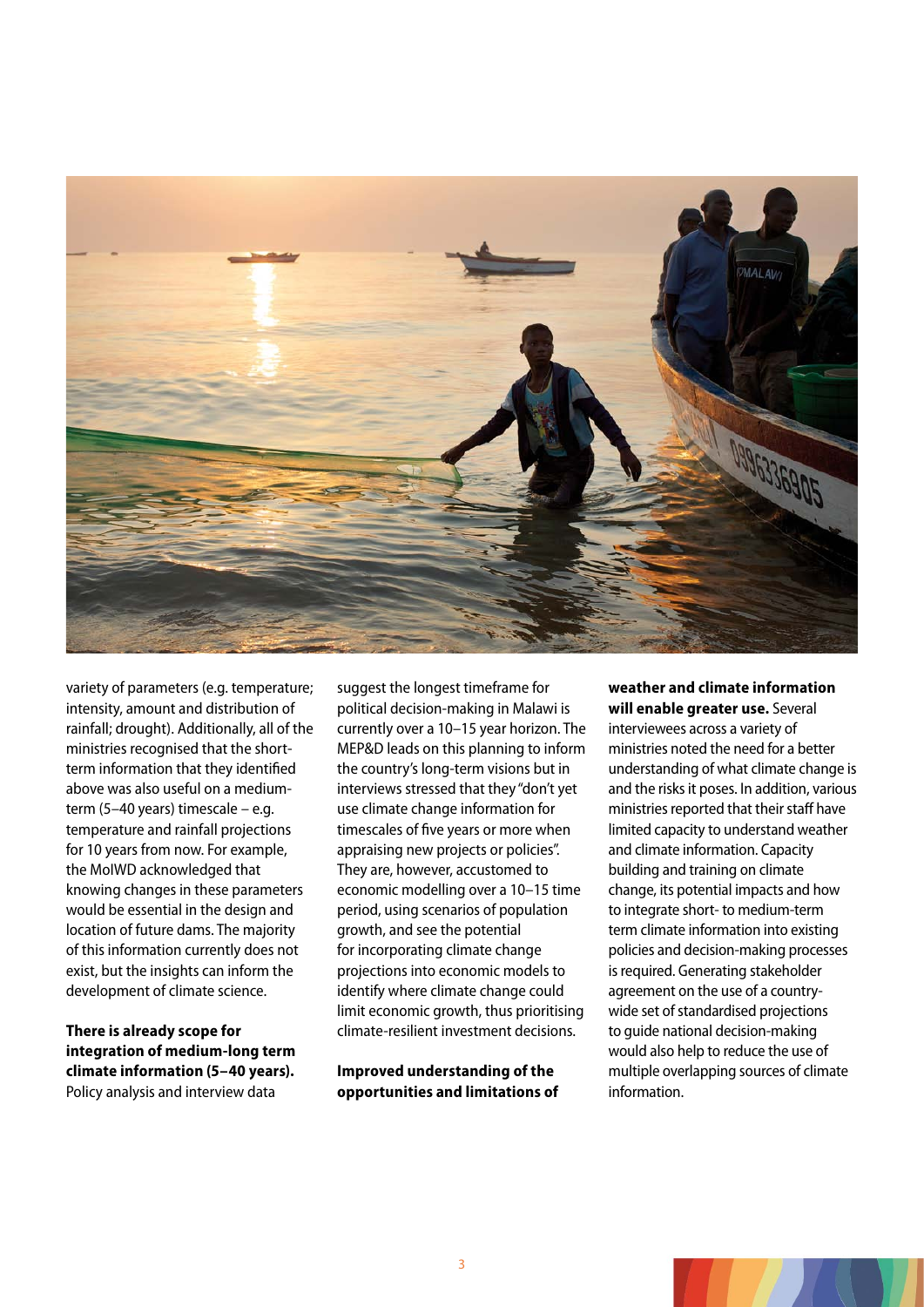variety of parameters (e.g. temperature; intensity, amount and distribution of rainfall; drought). Additionally, all of the ministries recognised that the short-term information that they identified above was also useful on a medium-term (5–40 years) timescale – e.g. temperature and rainfall projections for 10 years from now. For example, the MoIWD acknowledged that knowing changes in these parameters would be essential in the design and location of future dams. The majority of this information currently does not exist, but the insights can inform the development of climate science.

**There is already scope for integration of medium-long term climate information (5–40 years).** Policy analysis and interview data suggest the longest timeframe for political decision-making in Malawi is currently over a 10–15 year horizon. The MEP&D leads on this planning to inform the country's long-term visions but in interviews stressed that they "don't yet use climate change information for timescales of five years or more when appraising new projects or policies". They are, however, accustomed to economic modelling over a 10–15 time period, using scenarios of population growth, and see the potential for incorporating climate change projections into economic models to identify where climate change could limit economic growth, thus prioritising climate-resilient investment decisions.

**Improved understanding of the opportunities and limitations of weather and climate information will enable greater use.** Several interviewees across a variety of ministries noted the need for a better understanding of what climate change is and the risks it poses. In addition, various ministries reported that their staff have limited capacity to understand weather and climate information. Capacity building and training on climate change, its potential impacts and how to integrate short- to medium-term climate information into existing policies and decision-making processes is required. Generating stakeholder agreement on the use of a country-wide set of standardised projections to guide national decision-making would also help to reduce the use of multiple overlapping sources of climate information.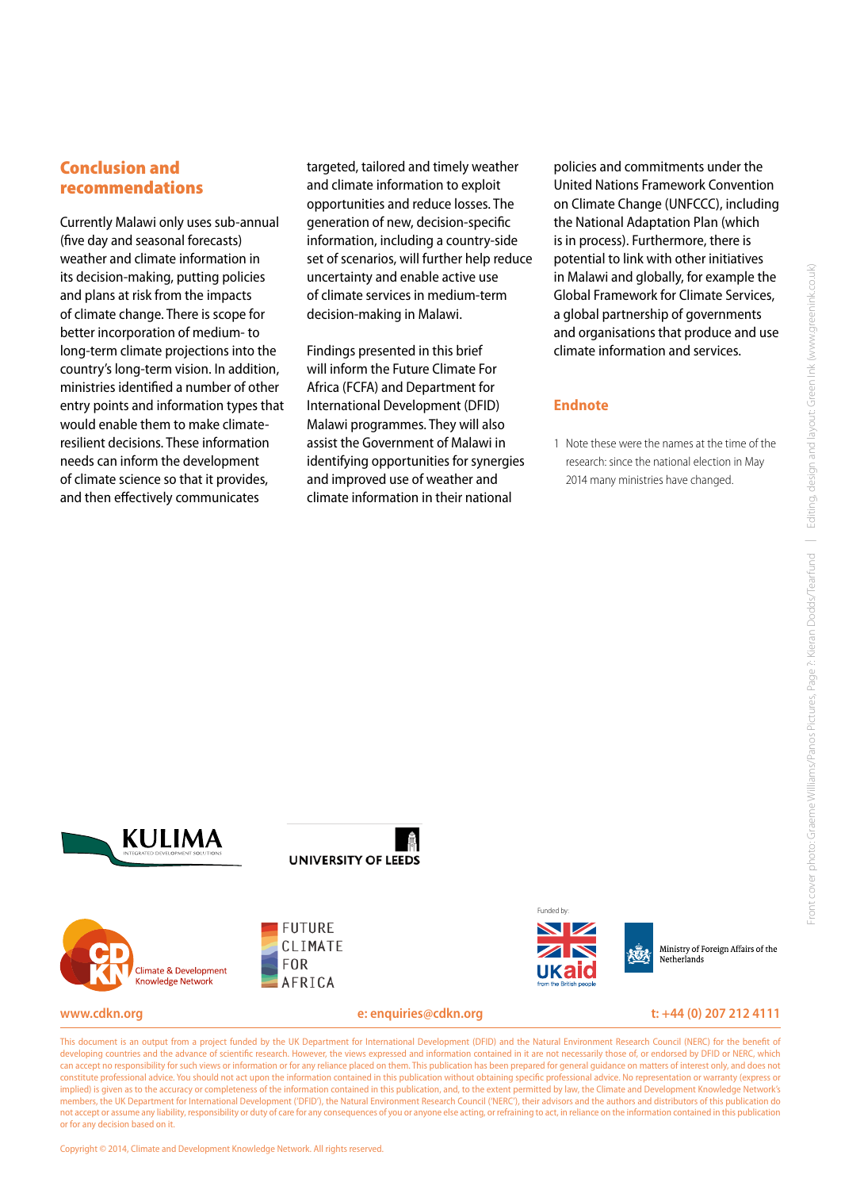## Conclusion and recommendations

Currently Malawi only uses sub-annual (five day and seasonal forecasts) weather and climate information in its decision-making, putting policies and plans at risk from the impacts of climate change. There is scope for better incorporation of medium- to long-term climate projections into the country's long-term vision. In addition, ministries identified a number of other entry points and information types that would enable them to make climate-resilient decisions. These information needs can inform the development of climate science so that it provides, and then effectively communicates targeted, tailored and timely weather and climate information to exploit opportunities and reduce losses. The generation of new, decision-specific information, including a country-side set of scenarios, will further help reduce uncertainty and enable active use of climate services in medium-term decision-making in Malawi.

Findings presented in this brief will inform the Future Climate For Africa (FCFA) and Department for International Development (DFID) Malawi programmes. They will also assist the Government of Malawi in identifying opportunities for synergies and improved use of weather and climate information in their national policies and commitments under the United Nations Framework Convention on Climate Change (UNFCCC), including the National Adaptation Plan (which is in process). Furthermore, there is potential to link with other initiatives in Malawi and globally, for example the Global Framework for Climate Services, a global partnership of governments and organisations that produce and use climate information and services.

## Endnote

1 Note these were the names at the time of the research: since the national election in May 2014 many ministries have changed.

Front cover photo: Graeme Williams/Panos Pictures, Page 2: Kieran Dodds/Tearfund | Editing, design and layout: Green Ink (www.greenink.co.uk)

KULIMA INTEGRATED DEVELOPMENT SOLUTIONS

UNIVERSITY OF LEEDS

CDKN Climate & Development Knowledge Network

FUTURE CLIMATE FOR AFRICA

Funded by:

UKaid from the British people

Ministry of Foreign Affairs of the Netherlands

www.cdkn.org e: enquiries@cdkn.org t: +44 (0) 207 212 4111

This document is an output from a project funded by the UK Department for International Development (DFID) and the Natural Environment Research Council (NERC) for the benefit of developing countries and the advance of scientific research. However, the views expressed and information contained in it are not necessarily those of, or endorsed by DFID or NERC, which can accept no responsibility for such views or information or for any reliance placed on them. This publication has been prepared for general guidance on matters of interest only, and does not constitute professional advice. You should not act upon the information contained in this publication without obtaining specific professional advice. No representation or warranty (express or implied) is given as to the accuracy or completeness of the information contained in this publication, and, to the extent permitted by law, the Climate and Development Knowledge Network's members, the UK Department for International Development ('DFID'), the Natural Environment Research Council ('NERC'), their advisors and the authors and distributors of this publication do not accept or assume any liability, responsibility or duty of care for any consequences of you or anyone else acting, or refraining to act, in reliance on the information contained in this publication or for any decision based on it.

Copyright © 2014, Climate and Development Knowledge Network. All rights reserved.